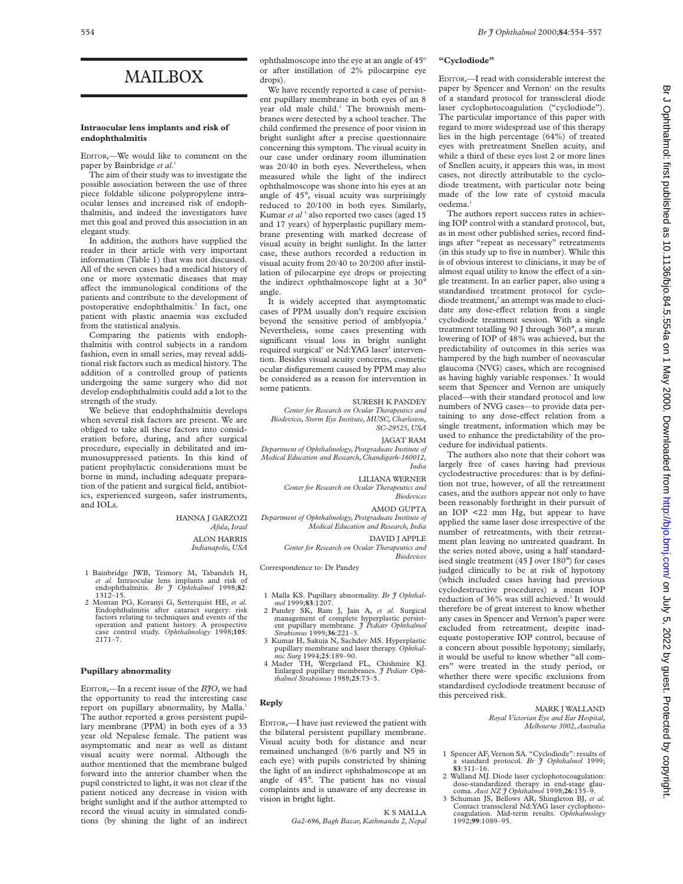# MAILBOX

## Intraocular lens implants and risk of endophthalmitis

EDITOR,—We would like to comment on the paper by Bainbridge *et al*.[1]

The aim of their study was to investigate the possible association between the use of three piece foldable silicone polypropylene intraocular lenses and increased risk of endophthalmitis, and indeed the investigators have met this goal and proved this association in an elegant study.

In addition, the authors have supplied the reader in their article with very important information (Table 1) that was not discussed. All of the seven cases had a medical history of one or more systematic diseases that may affect the immunological conditions of the patients and contribute to the development of postoperative endophthalmitis.[2] In fact, one patient with plastic anaemia was excluded from the statistical analysis.

Comparing the patients with endophthalmitis with control subjects in a random fashion, even in small series, may reveal additional risk factors such as medical history. The addition of a controlled group of patients undergoing the same surgery who did not develop endophthalmitis could add a lot to the strength of the study.

We believe that endophthalmitis develops when several risk factors are present. We are obliged to take all these factors into consideration before, during, and after surgical procedure, especially in debilitated and immunosuppressed patients. In this kind of patient prophylactic considerations must be borne in mind, including adequate preparation of the patient and surgical field, antibiotics, experienced surgeon, safer instruments, and IOLs.

HANNA J GARZOZI
*Afula, Israel*

ALON HARRIS
*Indianapolis, USA*

1 Bainbridge JWB, Teimory M, Tabandeh H, *et al*. Intraocular lens implants and risk of endophthalmitis. *Br J Ophthalmol* 1998;**82**:1312–15.
2 Montan PG, Koranyi G, Setterquist HE, *et al.* Endophthalmitis after cataract surgery: risk factors relating to techniques and events of the operation and patient history. A prospective case control study. *Ophthalmology* 1998;**105**:2171–7.

## Pupillary abnormality

EDITOR,—In a recent issue of the *BJO*, we had the opportunity to read the interesting case report on pupillary abnormality, by Malla.[1] The author reported a gross persistent pupillary membrane (PPM) in both eyes of a 33 year old Nepalese female. The patient was asymptomatic and near as well as distant visual acuity were normal. Although the author mentioned that the membrane bulged forward into the anterior chamber when the pupil constricted to light, it was not clear if the patient noticed any decrease in vision with bright sunlight and if the author attempted to record the visual acuity in simulated conditions (by shining the light of an indirect ophthalmoscope into the eye at an angle of 45º or after instillation of 2% pilocarpine eye drops).

We have recently reported a case of persistent pupillary membrane in both eyes of an 8 year old male child.[2] The brownish membranes were detected by a school teacher. The child confirmed the presence of poor vision in bright sunlight after a precise questionnaire concerning this symptom. The visual acuity in our case under ordinary room illumination was 20/40 in both eyes. Nevertheless, when measured while the light of the indirect ophthalmoscope was shone into his eyes at an angle of 45°, visual acuity was surprisingly reduced to 20/100 in both eyes. Similarly, Kumar *et al* [3] also reported two cases (aged 15 and 17 years) of hyperplastic pupillary membrane presenting with marked decrease of visual acuity in bright sunlight. In the latter case, these authors recorded a reduction in visual acuity from 20/40 to 20/200 after instillation of pilocarpine eye drops or projecting the indirect ophthalmoscope light at a 30° angle.

It is widely accepted that asymptomatic cases of PPM usually don't require excision beyond the sensitive period of amblyopia.[4] Nevertheless, some cases presenting with significant visual loss in bright sunlight required surgical[2] or Nd:YAG laser[3] intervention. Besides visual acuity concerns, cosmetic ocular disfigurement caused by PPM may also be considered as a reason for intervention in some patients.

SURESH K PANDEY
*Center for Research on Ocular Therapeutics and Biodevices, Storm Eye Institute, MUSC, Charleston, SC-29525, USA*

JAGAT RAM
*Department of Ophthalmology, Postgraduate Institute of Medical Education and Research, Chandigarh-160012, India*

LILIANA WERNER
*Center for Research on Ocular Therapeutics and Biodevices*

AMOD GUPTA
*Department of Ophthalmology, Postgraduate Institute of Medical Education and Research, India*

DAVID J APPLE
*Center for Research on Ocular Therapeutics and Biodevices*

Correspondence to: Dr Pandey

1 Malla KS. Pupillary abnormality. *Br J Ophthalmol* 1999;**83**:1207.
2 Pandey SK, Ram J, Jain A, *et al.* Surgical management of complete hyperplastic persistent pupillary membrane. *J Pediatr Ophthalmol Strabismus* 1999;**36**:221–3.
3 Kumar H, Sakuja N, Sachdev MS. Hyperplastic pupillary membrane and laser therapy. *Ophthalmic Surg* 1994;**25**:189–90.
4 Mader TH, Wergeland FL, Chishmire KJ. Enlarged pupillary membranes. *J Pediatr Ophthalmol Strabismus* 1988;**25**:73–5.

## Reply

EDITOR,—I have just reviewed the patient with the bilateral persistent pupillary membrane. Visual acuity both for distance and near remained unchanged (6/6 partly and N5 in each eye) with pupils constricted by shining the light of an indirect ophthalmoscope at an angle of 45°. The patient has no visual complaints and is unaware of any decrease in vision in bright light.

K S MALLA
*Ga2-696, Bagh Bazar, Kathmandu 2, Nepal*

## "Cyclodiode"

EDITOR,—I read with considerable interest the paper by Spencer and Vernon[1] on the results of a standard protocol for transscleral diode laser cyclophotocoagulation ("cyclodiode"). The particular importance of this paper with regard to more widespread use of this therapy lies in the high percentage (64%) of treated eyes with pretreatment Snellen acuity, and while a third of these eyes lost 2 or more lines of Snellen acuity, it appears this was, in most cases, not directly attributable to the cyclodiode treatment, with particular note being made of the low rate of cystoid macula oedema.[1]

The authors report success rates in achieving IOP control with a standard protocol, but, as in most other published series, record findings after "repeat as necessary" retreatments (in this study up to five in number). While this is of obvious interest to clinicians, it may be of almost equal utility to know the effect of a single treatment. In an earlier paper, also using a standardised treatment protocol for cyclodiode treatment,[2] an attempt was made to elucidate any dose-effect relation from a single cyclodiode treatment session. With a single treatment totalling 90 J through 360°, a mean lowering of IOP of 48% was achieved, but the predictability of outcomes in this series was hampered by the high number of neovascular glaucoma (NVG) cases, which are recognised as having highly variable responses.[3] It would seem that Spencer and Vernon are uniquely placed—with their standard protocol and low numbers of NVG cases—to provide data pertaining to any dose-effect relation from a single treatment, information which may be used to enhance the predictability of the procedure for individual patients.

The authors also note that their cohort was largely free of cases having had previous cyclodestructive procedures: that is by definition not true, however, of all the retreatment cases, and the authors appear not only to have been reasonably forthright in their pursuit of an IOP <22 mm Hg, but appear to have applied the same laser dose irrespective of the number of retreatments, with their retreatment plan leaving no untreated quadrant. In the series noted above, using a half standardised single treatment (45 J over 180°) for cases judged clinically to be at risk of hypotony (which included cases having had previous cyclodestructive procedures) a mean IOP reduction of 36% was still achieved.[2] It would therefore be of great interest to know whether any cases in Spencer and Vernon's paper were excluded from retreatment, despite inadequate postoperative IOP control, because of a concern about possible hypotony; similarly, it would be useful to know whether "all comers" were treated in the study period, or whether there were specific exclusions from standardised cyclodiode treatment because of this perceived risk.

MARK J WALLAND
*Royal Victorian Eye and Ear Hospital, Melbourne 3002, Australia*

1 Spencer AF, Vernon SA. "Cyclodiode": results of a standard protocol. *Br J Ophthalmol* 1999; **83**:311–16.
2 Walland MJ. Diode laser cyclophotocoagulation: dose-standardized therapy in end-stage glaucoma. *Aust NZ J Ophthalmol* 1998;**26**:135–9.
3 Schuman JS, Bellows AR, Shingleton BJ, *et al.* Contact transscleral Nd:YAG laser cyclophotocoagulation. Mid-term results. *Ophthalmology* 1992;**99**:1089–95.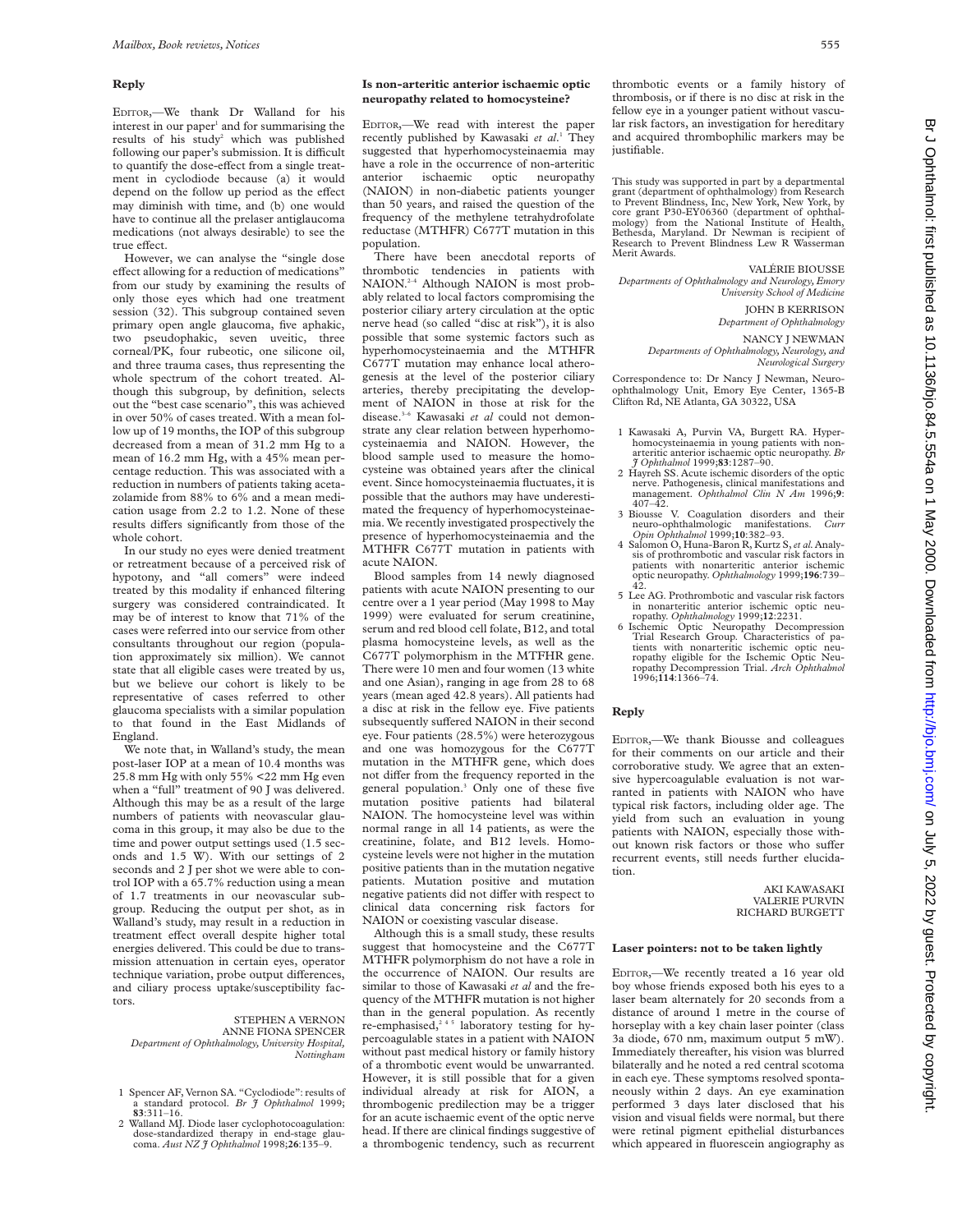### Reply

EDITOR,—We thank Dr Walland for his interest in our paper[1] and for summarising the results of his study[2] which was published following our paper's submission. It is difficult to quantify the dose-effect from a single treatment in cyclodiode because (a) it would depend on the follow up period as the effect may diminish with time, and (b) one would have to continue all the prelaser antiglaucoma medications (not always desirable) to see the true effect.

However, we can analyse the "single dose effect allowing for a reduction of medications" from our study by examining the results of only those eyes which had one treatment session (32). This subgroup contained seven primary open angle glaucoma, five aphakic, two pseudophakic, seven uveitic, three corneal/PK, four rubeotic, one silicone oil, and three trauma cases, thus representing the whole spectrum of the cohort treated. Although this subgroup, by definition, selects out the "best case scenario", this was achieved in over 50% of cases treated. With a mean follow up of 19 months, the IOP of this subgroup decreased from a mean of 31.2 mm Hg to a mean of 16.2 mm Hg, with a 45% mean percentage reduction. This was associated with a reduction in numbers of patients taking acetazolamide from 88% to 6% and a mean medication usage from 2.2 to 1.2. None of these results differs significantly from those of the whole cohort.

In our study no eyes were denied treatment or retreatment because of a perceived risk of hypotony, and "all comers" were indeed treated by this modality if enhanced filtering surgery was considered contraindicated. It may be of interest to know that 71% of the cases were referred into our service from other consultants throughout our region (population approximately six million). We cannot state that all eligible cases were treated by us, but we believe our cohort is likely to be representative of cases referred to other glaucoma specialists with a similar population to that found in the East Midlands of England.

We note that, in Walland's study, the mean post-laser IOP at a mean of 10.4 months was 25.8 mm Hg with only 55% <22 mm Hg even when a "full" treatment of 90 J was delivered. Although this may be as a result of the large numbers of patients with neovascular glaucoma in this group, it may also be due to the time and power output settings used (1.5 seconds and 1.5 W). With our settings of 2 seconds and 2 J per shot we were able to control IOP with a 65.7% reduction using a mean of 1.7 treatments in our neovascular subgroup. Reducing the output per shot, as in Walland's study, may result in a reduction in treatment effect overall despite higher total energies delivered. This could be due to transmission attenuation in certain eyes, operator technique variation, probe output differences, and ciliary process uptake/susceptibility factors.

STEPHEN A VERNON
ANNE FIONA SPENCER
*Department of Ophthalmology, University Hospital, Nottingham*

1 Spencer AF, Vernon SA. "Cyclodiode": results of a standard protocol. *Br J Ophthalmol* 1999;**83**:311–16.
2 Walland MJ. Diode laser cyclophotocoagulation: dose-standardized therapy in end-stage glaucoma. *Aust NZ J Ophthalmol* 1998;**26**:135–9.

### Is non-arteritic anterior ischaemic optic neuropathy related to homocysteine?

EDITOR,—We read with interest the paper recently published by Kawasaki *et al*.[1] They suggested that hyperhomocysteinaemia may have a role in the occurrence of non-arteritic anterior ischaemic optic neuropathy (NAION) in non-diabetic patients younger than 50 years, and raised the question of the frequency of the methylene tetrahydrofolate reductase (MTHFR) C677T mutation in this population.

There have been anecdotal reports of thrombotic tendencies in patients with NAION.[2–4] Although NAION is most probably related to local factors compromising the posterior ciliary artery circulation at the optic nerve head (so called "disc at risk"), it is also possible that some systemic factors such as hyperhomocysteinaemia and the MTHFR C677T mutation may enhance local atherogenesis at the level of the posterior ciliary arteries, thereby precipitating the development of NAION in those at risk for the disease.[3–6] Kawasaki *et al* could not demonstrate any clear relation between hyperhomocysteinaemia and NAION. However, the blood sample used to measure the homocysteine was obtained years after the clinical event. Since homocysteinaemia fluctuates, it is possible that the authors may have underestimated the frequency of hyperhomocysteinaemia. We recently investigated prospectively the presence of hyperhomocysteinaemia and the MTHFR C677T mutation in patients with acute NAION.

Blood samples from 14 newly diagnosed patients with acute NAION presenting to our centre over a 1 year period (May 1998 to May 1999) were evaluated for serum creatinine, serum and red blood cell folate, B12, and total plasma homocysteine levels, as well as the C677T polymorphism in the MTFHR gene. There were 10 men and four women (13 white and one Asian), ranging in age from 28 to 68 years (mean aged 42.8 years). All patients had a disc at risk in the fellow eye. Five patients subsequently suffered NAION in their second eye. Four patients (28.5%) were heterozygous and one was homozygous for the C677T mutation in the MTHFR gene, which does not differ from the frequency reported in the general population.[3] Only one of these five mutation positive patients had bilateral NAION. The homocysteine level was within normal range in all 14 patients, as were the creatinine, folate, and B12 levels. Homocysteine levels were not higher in the mutation positive patients than in the mutation negative patients. Mutation positive and mutation negative patients did not differ with respect to clinical data concerning risk factors for NAION or coexisting vascular disease.

Although this is a small study, these results suggest that homocysteine and the C677T MTHFR polymorphism do not have a role in the occurrence of NAION. Our results are similar to those of Kawasaki *et al* and the frequency of the MTHFR mutation is not higher than in the general population. As recently re-emphasised,[2 4 5] laboratory testing for hypercoagulable states in a patient with NAION without past medical history or family history of a thrombotic event would be unwarranted. However, it is still possible that for a given individual already at risk for AION, a thrombogenic predilection may be a trigger for an acute ischaemic event of the optic nerve head. If there are clinical findings suggestive of a thrombogenic tendency, such as recurrent thrombotic events or a family history of thrombosis, or if there is no disc at risk in the fellow eye in a younger patient without vascular risk factors, an investigation for hereditary and acquired thrombophilic markers may be justifiable.

This study was supported in part by a departmental grant (department of ophthalmology) from Research to Prevent Blindness, Inc, New York, New York, by core grant P30-EY06360 (department of ophthalmology) from the National Institute of Health, Bethesda, Maryland. Dr Newman is recipient of Research to Prevent Blindness Lew R Wasserman Merit Awards.

VALÉRIE BIOUSSE
*Departments of Ophthalmology and Neurology, Emory University School of Medicine*

JOHN B KERRISON
*Department of Ophthalmology*

NANCY J NEWMAN
*Departments of Ophthalmology, Neurology, and Neurological Surgery*

Correspondence to: Dr Nancy J Newman, Neuro-ophthalmology Unit, Emory Eye Center, 1365-B Clifton Rd, NE Atlanta, GA 30322, USA

1 Kawasaki A, Purvin VA, Burgett RA. Hyperhomocysteinaemia in young patients with non-arteritic anterior ischaemic optic neuropathy. *Br J Ophthalmol* 1999;**83**:1287–90.
2 Hayreh SS. Acute ischemic disorders of the optic nerve. Pathogenesis, clinical manifestations and management. *Ophthalmol Clin N Am* 1996;**9**:407–42.
3 Biousse V. Coagulation disorders and their neuro-ophthalmologic manifestations. *Curr Opin Ophthalmol* 1999;**10**:382–93.
4 Salomon O, Huna-Baron R, Kurtz S, *et al*. Analysis of prothrombotic and vascular risk factors in patients with nonarteritic anterior ischemic optic neuropathy. *Ophthalmology* 1999;**196**:739–42.
5 Lee AG. Prothrombotic and vascular risk factors in nonarteritic anterior ischemic optic neuropathy. *Ophthalmology* 1999;**12**:2231.
6 Ischemic Optic Neuropathy Decompression Trial Research Group. Characteristics of patients with nonarteritic ischemic optic neuropathy eligible for the Ischemic Optic Neuropathy Decompression Trial. *Arch Ophthalmol* 1996;**114**:1366–74.

### Reply

EDITOR,—We thank Biousse and colleagues for their comments on our article and their corroborative study. We agree that an extensive hypercoagulable evaluation is not warranted in patients with NAION who have typical risk factors, including older age. The yield from such an evaluation in young patients with NAION, especially those without known risk factors or those who suffer recurrent events, still needs further elucidation.

AKI KAWASAKI
VALERIE PURVIN
RICHARD BURGETT

### Laser pointers: not to be taken lightly

EDITOR,—We recently treated a 16 year old boy whose friends exposed both his eyes to a laser beam alternately for 20 seconds from a distance of around 1 metre in the course of horseplay with a key chain laser pointer (class 3a diode, 670 nm, maximum output 5 mW). Immediately thereafter, his vision was blurred bilaterally and he noted a red central scotoma in each eye. These symptoms resolved spontaneously within 2 days. An eye examination performed 3 days later disclosed that his vision and visual fields were normal, but there were retinal pigment epithelial disturbances which appeared in fluorescein angiography as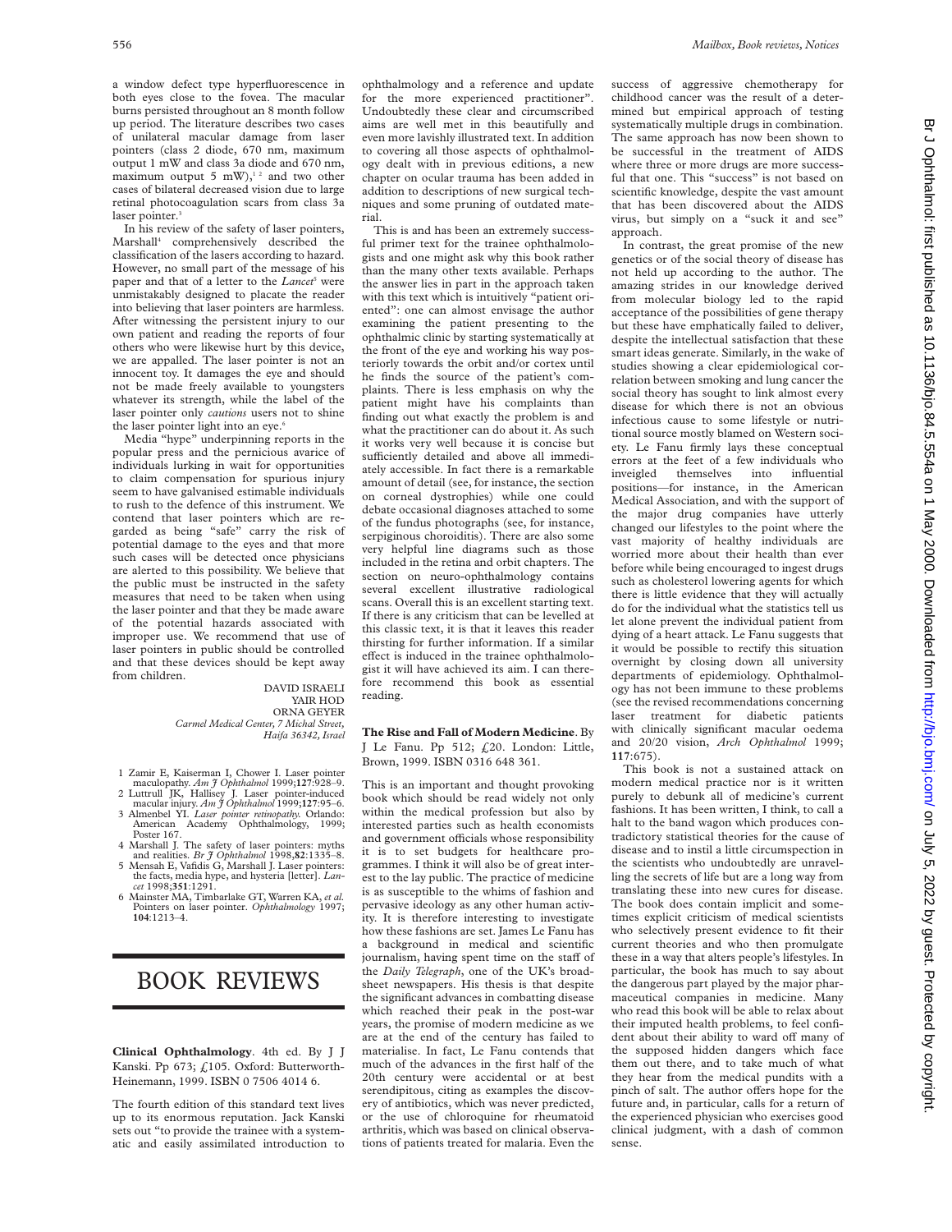a window defect type hyperfluorescence in both eyes close to the fovea. The macular burns persisted throughout an 8 month follow up period. The literature describes two cases of unilateral macular damage from laser pointers (class 2 diode, 670 nm, maximum output 1 mW and class 3a diode and 670 nm, maximum output 5 mW),[1,2] and two other cases of bilateral decreased vision due to large retinal photocoagulation scars from class 3a laser pointer.[3]

In his review of the safety of laser pointers, Marshall[4] comprehensively described the classification of the lasers according to hazard. However, no small part of the message of his paper and that of a letter to the *Lancet*[5] were unmistakably designed to placate the reader into believing that laser pointers are harmless. After witnessing the persistent injury to our own patient and reading the reports of four others who were likewise hurt by this device, we are appalled. The laser pointer is not an innocent toy. It damages the eye and should not be made freely available to youngsters whatever its strength, while the label of the laser pointer only *cautions* users not to shine the laser pointer light into an eye.[6]

Media "hype" underpinning reports in the popular press and the pernicious avarice of individuals lurking in wait for opportunities to claim compensation for spurious injury seem to have galvanised estimable individuals to rush to the defence of this instrument. We contend that laser pointers which are regarded as being "safe" carry the risk of potential damage to the eyes and that more such cases will be detected once physicians are alerted to this possibility. We believe that the public must be instructed in the safety measures that need to be taken when using the laser pointer and that they be made aware of the potential hazards associated with improper use. We recommend that use of laser pointers in public should be controlled and that these devices should be kept away from children.

DAVID ISRAELI
YAIR HOD
ORNA GEYER
*Carmel Medical Center, 7 Michal Street, Haifa 36342, Israel*

1 Zamir E, Kaiserman I, Chower I. Laser pointer maculopathy. *Am J Ophthalmol* 1999;**127**:928–9.
2 Luttrull JK, Hallisey J. Laser pointer-induced macular injury. *Am J Ophthalmol* 1999;**127**:95–6.
3 Almenbel YI. *Laser pointer retinopathy*. Orlando: American Academy Ophthalmology, 1999; Poster 167.
4 Marshall J. The safety of laser pointers: myths and realities. *Br J Ophthalmol* 1998,**82**:1335–8.
5 Mensah E, Vafidis G, Marshall J. Laser pointers: the facts, media hype, and hysteria [letter]. *Lancet* 1998;**351**:1291.
6 Mainster MA, Timbarlake GT, Warren KA, *et al*. Pointers on laser pointer. *Ophthalmology* 1997; **104**:1213–4.

# BOOK REVIEWS

**Clinical Ophthalmology**. 4th ed. By J J Kanski. Pp 673; £105. Oxford: Butterworth-Heinemann, 1999. ISBN 0 7506 4014 6.

The fourth edition of this standard text lives up to its enormous reputation. Jack Kanski sets out "to provide the trainee with a systematic and easily assimilated introduction to ophthalmology and a reference and update for the more experienced practitioner". Undoubtedly these clear and circumscribed aims are well met in this beautifully and even more lavishly illustrated text. In addition to covering all those aspects of ophthalmology dealt with in previous editions, a new chapter on ocular trauma has been added in addition to descriptions of new surgical techniques and some pruning of outdated material.

This is and has been an extremely successful primer text for the trainee ophthalmologists and one might ask why this book rather than the many other texts available. Perhaps the answer lies in part in the approach taken with this text which is intuitively "patient oriented": one can almost envisage the author examining the patient presenting to the ophthalmic clinic by starting systematically at the front of the eye and working his way posteriorly towards the orbit and/or cortex until he finds the source of the patient's complaints. There is less emphasis on why the patient might have his complaints than finding out what exactly the problem is and what the practitioner can do about it. As such it works very well because it is concise but sufficiently detailed and above all immediately accessible. In fact there is a remarkable amount of detail (see, for instance, the section on corneal dystrophies) while one could debate occasional diagnoses attached to some of the fundus photographs (see, for instance, serpiginous choroiditis). There are also some very helpful line diagrams such as those included in the retina and orbit chapters. The section on neuro-ophthalmology contains several excellent illustrative radiological scans. Overall this is an excellent starting text. If there is any criticism that can be levelled at this classic text, it is that it leaves this reader thirsting for further information. If a similar effect is induced in the trainee ophthalmologist it will have achieved its aim. I can therefore recommend this book as essential reading.

**The Rise and Fall of Modern Medicine**. By J Le Fanu. Pp 512; £20. London: Little, Brown, 1999. ISBN 0316 648 361.

This is an important and thought provoking book which should be read widely not only within the medical profession but also by interested parties such as health economists and government officials whose responsibility it is to set budgets for healthcare programmes. I think it will also be of great interest to the lay public. The practice of medicine is as susceptible to the whims of fashion and pervasive ideology as any other human activity. It is therefore interesting to investigate how these fashions are set. James Le Fanu has a background in medical and scientific journalism, having spent time on the staff of the *Daily Telegraph*, one of the UK's broadsheet newspapers. His thesis is that despite the significant advances in combatting disease which reached their peak in the post-war years, the promise of modern medicine as we are at the end of the century has failed to materialise. In fact, Le Fanu contends that much of the advances in the first half of the 20th century were accidental or at best serendipitous, citing as examples the discovery of antibiotics, which was never predicted, or the use of chloroquine for rheumatoid arthritis, which was based on clinical observations of patients treated for malaria. Even the success of aggressive chemotherapy for childhood cancer was the result of a determined but empirical approach of testing systematically multiple drugs in combination. The same approach has now been shown to be successful in the treatment of AIDS where three or more drugs are more successful than one. This "success" is not based on scientific knowledge, despite the vast amount that has been discovered about the AIDS virus, but simply on a "suck it and see" approach.

In contrast, the great promise of the new genetics or of the social theory of disease has not held up according to the author. The amazing strides in our knowledge derived from molecular biology led to the rapid acceptance of the possibilities of gene therapy but these have emphatically failed to deliver, despite the intellectual satisfaction that these smart ideas generate. Similarly, in the wake of studies showing a clear epidemiological correlation between smoking and lung cancer the social theory has sought to link almost every disease for which there is not an obvious infectious cause to some lifestyle or nutritional source mostly blamed on Western society. Le Fanu firmly lays these conceptual errors at the feet of a few individuals who inveigled themselves into influential positions—for instance, in the American Medical Association, and with the support of the major drug companies have utterly changed our lifestyles to the point where the vast majority of healthy individuals are worried more about their health than ever before while being encouraged to ingest drugs such as cholesterol lowering agents for which there is little evidence that they will actually do for the individual what the statistics tell us let alone prevent the individual patient from dying of a heart attack. Le Fanu suggests that it would be possible to rectify this situation overnight by closing down all university departments of epidemiology. Ophthalmology has not been immune to these problems (see the revised recommendations concerning laser treatment for diabetic patients with clinically significant macular oedema and 20/20 vision, *Arch Ophthalmol* 1999; **117**:675).

This book is not a sustained attack on modern medical practice nor is it written purely to debunk all of medicine's current fashions. It has been written, I think, to call a halt to the band wagon which produces contradictory statistical theories for the cause of disease and to instil a little circumspection in the scientists who undoubtedly are unravelling the secrets of life but are a long way from translating these into new cures for disease. The book does contain implicit and sometimes explicit criticism of medical scientists who selectively present evidence to fit their current theories and who then promulgate these in a way that alters people's lifestyles. In particular, the book has much to say about the dangerous part played by the major pharmaceutical companies in medicine. Many who read this book will be able to relax about their imputed health problems, to feel confident about their ability to ward off many of the supposed hidden dangers which face them out there, and to take much of what they hear from the medical pundits with a pinch of salt. The author offers hope for the future and, in particular, calls for a return of the experienced physician who exercises good clinical judgment, with a dash of common sense.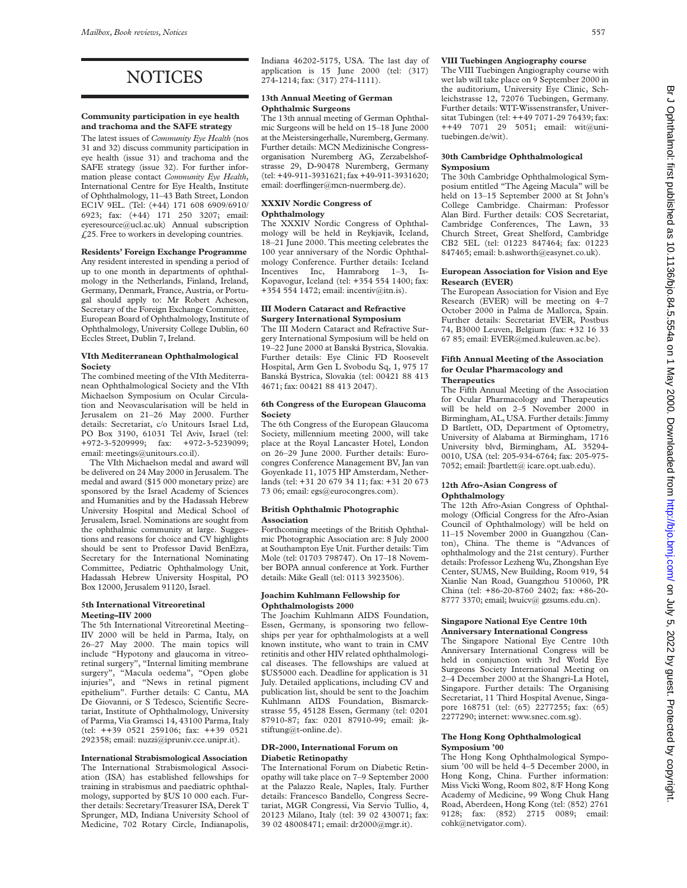# NOTICES

### Community participation in eye health and trachoma and the SAFE strategy

The latest issues of *Community Eye Health* (nos 31 and 32) discuss community participation in eye health (issue 31) and trachoma and the SAFE strategy (issue 32). For further information please contact *Community Eye Health*, International Centre for Eye Health, Institute of Ophthalmology, 11–43 Bath Street, London EC1V 9EL. (Tel: (+44) 171 608 6909/6910/6923; fax: (+44) 171 250 3207; email: eyeresource@ucl.ac.uk) Annual subscription £25. Free to workers in developing countries.

### Residents' Foreign Exchange Programme

Any resident interested in spending a period of up to one month in departments of ophthalmology in the Netherlands, Finland, Ireland, Germany, Denmark, France, Austria, or Portugal should apply to: Mr Robert Acheson, Secretary of the Foreign Exchange Committee, European Board of Ophthalmology, Institute of Ophthalmology, University College Dublin, 60 Eccles Street, Dublin 7, Ireland.

### VIth Mediterranean Ophthalmological Society

The combined meeting of the VIth Mediterranean Ophthalmological Society and the VIth Michaelson Symposium on Ocular Circulation and Neovascularisation will be held in Jerusalem on 21–26 May 2000. Further details: Secretariat, c/o Unitours Israel Ltd, PO Box 3190, 61031 Tel Aviv, Israel (tel: +972-3-5209999; fax: +972-3-5239099; email: meetings@unitours.co.il).

The VIth Michaelson medal and award will be delivered on 24 May 2000 in Jerusalem. The medal and award ($15 000 monetary prize) are sponsored by the Israel Academy of Sciences and Humanities and by the Hadassah Hebrew University Hospital and Medical School of Jerusalem, Israel. Nominations are sought from the ophthalmic community at large. Suggestions and reasons for choice and CV highlights should be sent to Professor David BenEzra, Secretary for the International Nominating Committee, Pediatric Ophthalmology Unit, Hadassah Hebrew University Hospital, PO Box 12000, Jerusalem 91120, Israel.

### 5th International Vitreoretinal Meeting–IIV 2000

The 5th International Vitreoretinal Meeting–IIV 2000 will be held in Parma, Italy, on 26–27 May 2000. The main topics will include "Hypotony and glaucoma in vitreoretinal surgery", "Internal limiting membrane surgery", "Macula oedema", "Open globe injuries", and "News in retinal pigment epithelium". Further details: C Cantu, MA De Giovanni, or S Tedesco, Scientific Secretariat, Institute of Ophthalmology, University of Parma, Via Gramsci 14, 43100 Parma, Italy (tel: ++39 0521 259106; fax: ++39 0521 292358; email: nuzzi@ipruniv.cce.unipr.it).

### International Strabismological Association

The International Strabismological Association (ISA) has established fellowships for training in strabismus and paediatric ophthalmology, supported by $US 10 000 each. Further details: Secretary/Treasurer ISA, Derek T Sprunger, MD, Indiana University School of Medicine, 702 Rotary Circle, Indianapolis, Indiana 46202-5175, USA. The last day of application is 15 June 2000 (tel: (317) 274-1214; fax: (317) 274-1111).

### 13th Annual Meeting of German Ophthalmic Surgeons

The 13th annual meeting of German Ophthalmic Surgeons will be held on 15–18 June 2000 at the Meistersingerhalle, Nuremberg, Germany. Further details: MCN Medizinische Congressorganisation Nuremberg AG, Zerzabelshofstrasse 29, D-90478 Nuremberg, Germany (tel: +49-911-3931621; fax +49-911-3931620; email: doerflinger@mcn-nuermberg.de).

### XXXIV Nordic Congress of Ophthalmology

The XXXIV Nordic Congress of Ophthalmology will be held in Reykjavik, Iceland, 18–21 June 2000. This meeting celebrates the 100 year anniversary of the Nordic Ophthalmology Conference. Further details: Iceland Incentives Inc, Hamraborg 1–3, Is-Kopavogur, Iceland (tel: +354 554 1400; fax: +354 554 1472; email: incentiv@itn.is).

### III Modern Cataract and Refractive Surgery International Symposium

The III Modern Cataract and Refractive Surgery International Symposium will be held on 19–22 June 2000 at Banská Bystrica, Slovakia. Further details: Eye Clinic FD Roosevelt Hospital, Arm Gen L Svobodu Sq, 1, 975 17 Banská Bystrica, Slovakia (tel: 00421 88 413 4671; fax: 00421 88 413 2047).

### 6th Congress of the European Glaucoma Society

The 6th Congress of the European Glaucoma Society, millennium meeting 2000, will take place at the Royal Lancaster Hotel, London on 26–29 June 2000. Further details: Eurocongres Conference Management BV, Jan van Goyenkade 11, 1075 HP Amsterdam, Netherlands (tel: +31 20 679 34 11; fax: +31 20 673 73 06; email: egs@eurocongres.com).

### British Ophthalmic Photographic Association

Forthcoming meetings of the British Ophthalmic Photographic Association are: 8 July 2000 at Southampton Eye Unit. Further details: Tim Mole (tel: 01703 798747). On 17–18 November BOPA annual conference at York. Further details: Mike Geall (tel: 0113 3923506).

### Joachim Kuhlmann Fellowship for Ophthalmologists 2000

The Joachim Kuhlmann AIDS Foundation, Essen, Germany, is sponsoring two fellowships per year for ophthalmologists at a well known institute, who want to train in CMV retinitis and other HIV related ophthalmological diseases. The fellowships are valued at $US5000 each. Deadline for application is 31 July. Detailed applications, including CV and publication list, should be sent to the Joachim Kuhlmann AIDS Foundation, Bismarckstrasse 55, 45128 Essen, Germany (tel: 0201 87910-87; fax: 0201 87910-99; email: jk-stiftung@t-online.de).

### DR-2000, International Forum on Diabetic Retinopathy

The International Forum on Diabetic Retinopathy will take place on 7–9 September 2000 at the Palazzo Reale, Naples, Italy. Further details: Francesco Bandello, Congress Secretariat, MGR Congressi, Via Servio Tullio, 4, 20123 Milano, Italy (tel: 39 02 430071; fax: 39 02 48008471; email: dr2000@mgr.it).

### VIII Tuebingen Angiography course

The VIII Tuebingen Angiography course with wet lab will take place on 9 September 2000 in the auditorium, University Eye Clinic, Schleichstrasse 12, 72076 Tuebingen, Germany. Further details: WIT-Wissenstransfer, Universitat Tubingen (tel: ++49 7071-29 76439; fax: ++49 7071 29 5051; email: wit@uni-tuebingen.de/wit).

### 30th Cambridge Ophthalmological Symposium

The 30th Cambridge Ophthalmological Symposium entitled "The Ageing Macula" will be held on 13–15 September 2000 at St John's College Cambridge. Chairman: Professor Alan Bird. Further details: COS Secretariat, Cambridge Conferences, The Lawn, 33 Church Street, Great Shelford, Cambridge CB2 5EL (tel: 01223 847464; fax: 01223 847465; email: b.ashworth@easynet.co.uk).

### European Association for Vision and Eye Research (EVER)

The European Association for Vision and Eye Research (EVER) will be meeting on 4–7 October 2000 in Palma de Mallorca, Spain. Further details: Secretariat EVER, Postbus 74, B3000 Leuven, Belgium (fax: +32 16 33 67 85; email: EVER@med.kuleuven.ac.be).

### Fifth Annual Meeting of the Association for Ocular Pharmacology and Therapeutics

The Fifth Annual Meeting of the Association for Ocular Pharmacology and Therapeutics will be held on 2–5 November 2000 in Birmingham, AL, USA. Further details: Jimmy D Bartlett, OD, Department of Optometry, University of Alabama at Birmingham, 1716 University blvd, Birmingham, AL 35294-0010, USA (tel: 205-934-6764; fax: 205-975-7052; email: Jbartlett@ icare.opt.uab.edu).

### 12th Afro-Asian Congress of Ophthalmology

The 12th Afro-Asian Congress of Ophthalmology (Official Congress for the Afro-Asian Council of Ophthalmology) will be held on 11–15 November 2000 in Guangzhou (Canton), China. The theme is "Advances of ophthalmology and the 21st century). Further details: Professor Lezheng Wu, Zhongshan Eye Center, SUMS, New Building, Room 919, 54 Xianlie Nan Road, Guangzhou 510060, PR China (tel: +86-20-8760 2402; fax: +86-20-8777 3370; email; lwuicv@ gzsums.edu.cn).

### Singapore National Eye Centre 10th Anniversary International Congress

The Singapore National Eye Centre 10th Anniversary International Congress will be held in conjunction with 3rd World Eye Surgeons Society International Meeting on 2–4 December 2000 at the Shangri-La Hotel, Singapore. Further details: The Organising Secretariat, 11 Third Hospital Avenue, Singapore 168751 (tel: (65) 2277255; fax: (65) 2277290; internet: www.snec.com.sg).

### The Hong Kong Ophthalmological Symposium '00

The Hong Kong Ophthalmological Symposium '00 will be held 4–5 December 2000, in Hong Kong, China. Further information: Miss Vicki Wong, Room 802, 8/F Hong Kong Academy of Medicine, 99 Wong Chuk Hang Road, Aberdeen, Hong Kong (tel: (852) 2761 9128; fax: (852) 2715 0089; email: cohk@netvigator.com).